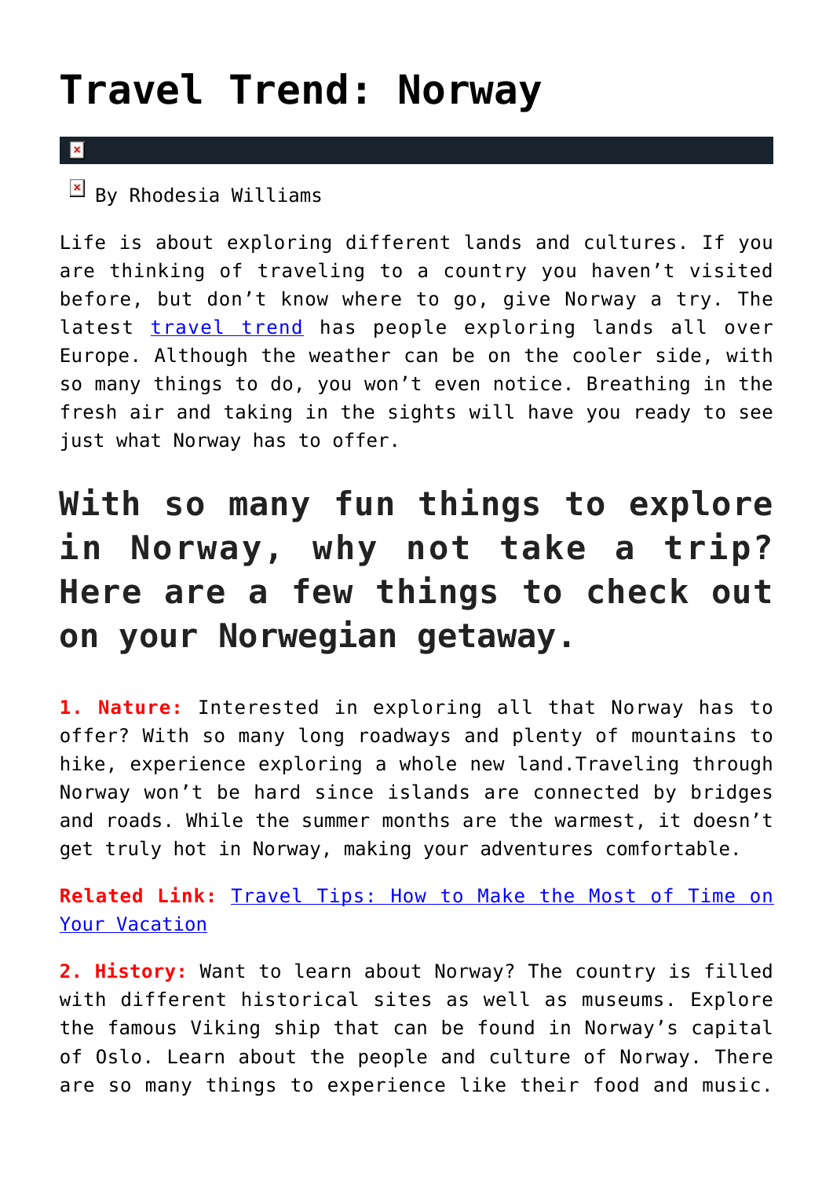# Travel Trend: Norway

By Rhodesia Williams

Life is about exploring different lands and cultures. If you are thinking of traveling to a country you haven't visited before, but don't know where to go, give Norway a try. The latest travel trend has people exploring lands all over Europe. Although the weather can be on the cooler side, with so many things to do, you won't even notice. Breathing in the fresh air and taking in the sights will have you ready to see just what Norway has to offer.

## With so many fun things to explore in Norway, why not take a trip? Here are a few things to check out on your Norwegian getaway.

**1. Nature:** Interested in exploring all that Norway has to offer? With so many long roadways and plenty of mountains to hike, experience exploring a whole new land.Traveling through Norway won't be hard since islands are connected by bridges and roads. While the summer months are the warmest, it doesn't get truly hot in Norway, making your adventures comfortable.

**Related Link:** Travel Tips: How to Make the Most of Time on Your Vacation

**2. History:** Want to learn about Norway? The country is filled with different historical sites as well as museums. Explore the famous Viking ship that can be found in Norway's capital of Oslo. Learn about the people and culture of Norway. There are so many things to experience like their food and music.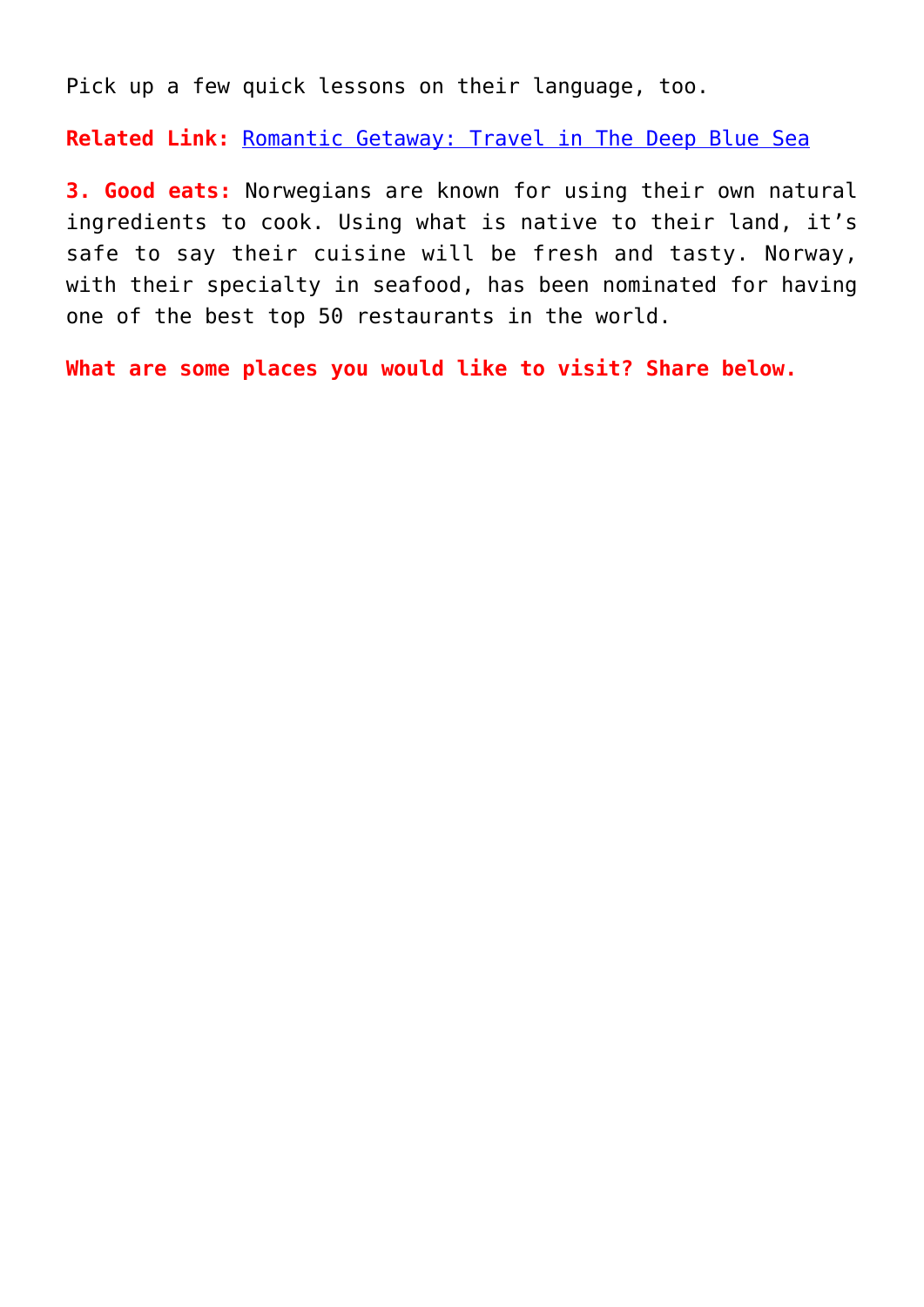Pick up a few quick lessons on their language, too.

**Related Link:** [Romantic Getaway: Travel in The Deep Blue Sea]()

**3. Good eats:** Norwegians are known for using their own natural ingredients to cook. Using what is native to their land, it's safe to say their cuisine will be fresh and tasty. Norway, with their specialty in seafood, has been nominated for having one of the best top 50 restaurants in the world.

**What are some places you would like to visit? Share below.**